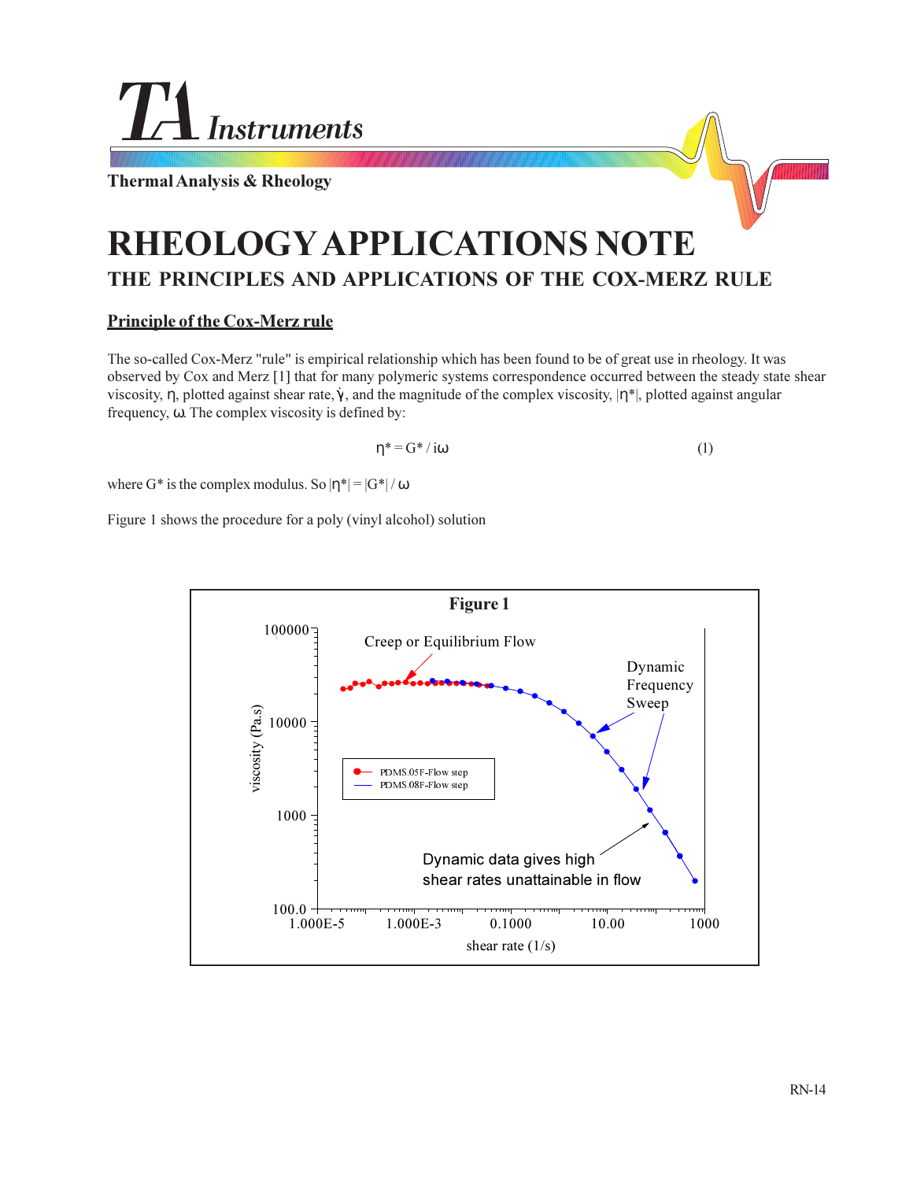TA Instruments

Thermal Analysis & Rheology

# RHEOLOGY APPLICATIONS NOTE

## THE PRINCIPLES AND APPLICATIONS OF THE COX-MERZ RULE

### Principle of the Cox-Merz rule

The so-called Cox-Merz "rule" is empirical relationship which has been found to be of great use in rheology. It was observed by Cox and Merz [1] that for many polymeric systems correspondence occurred between the steady state shear viscosity, $\eta$, plotted against shear rate, $\dot{\gamma}$, and the magnitude of the complex viscosity, $|\eta^*|$, plotted against angular frequency, $\omega$. The complex viscosity is defined by:

$$\eta^* = G^* / i\omega \qquad (1)$$

where $G^*$ is the complex modulus. So $|\eta^*| = |G^*| / \omega$

Figure 1 shows the procedure for a poly (vinyl alcohol) solution

**Figure 1**

Creep or Equilibrium Flow

Dynamic Frequency Sweep

Dynamic data gives high shear rates unattainable in flow

PDMS.05F-Flow step

PDMS.08F-Flow step

viscosity (Pa.s)

shear rate (1/s)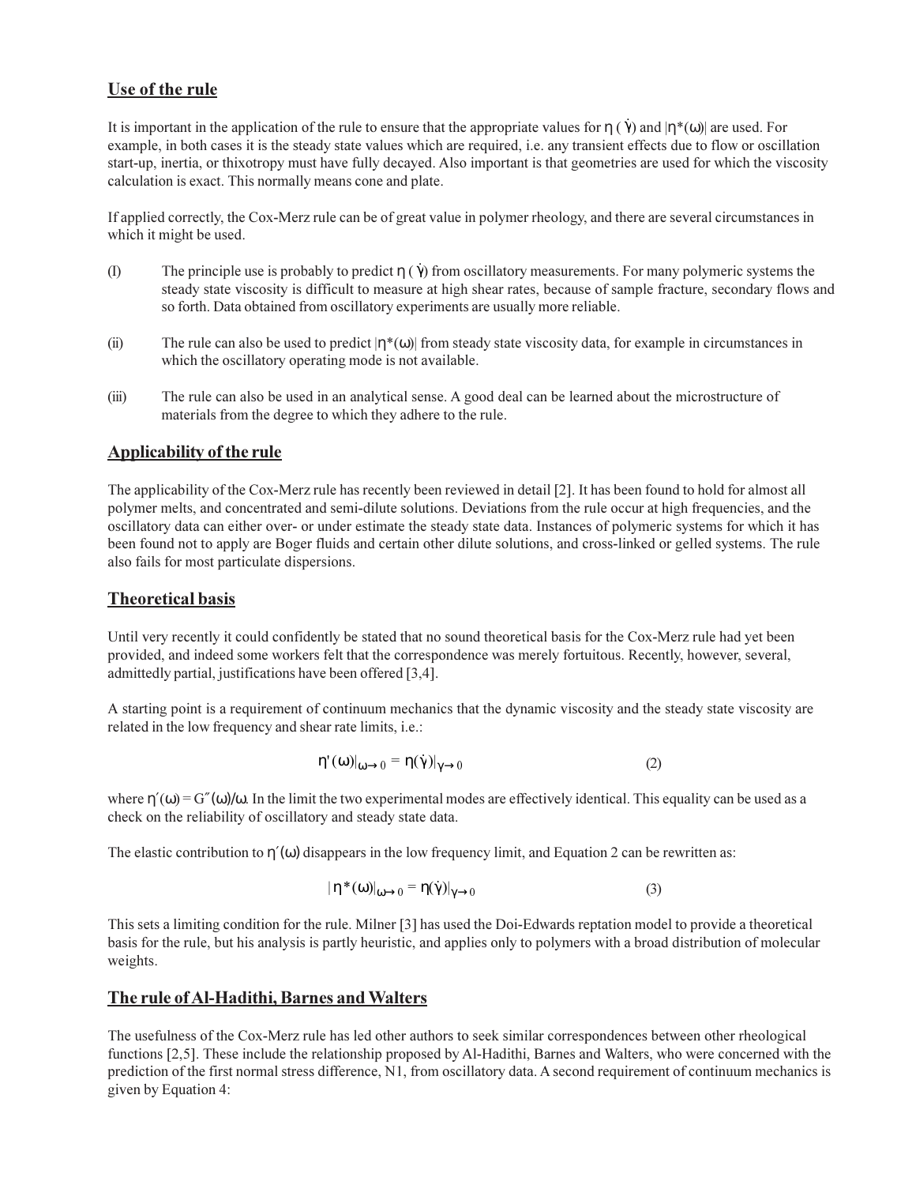## Use of the rule

It is important in the application of the rule to ensure that the appropriate values for $\eta(\dot{\gamma})$ and $|\eta^*(\omega)|$ are used. For example, in both cases it is the steady state values which are required, i.e. any transient effects due to flow or oscillation start-up, inertia, or thixotropy must have fully decayed. Also important is that geometries are used for which the viscosity calculation is exact. This normally means cone and plate.

If applied correctly, the Cox-Merz rule can be of great value in polymer rheology, and there are several circumstances in which it might be used.

(I) The principle use is probably to predict $\eta(\dot{\gamma})$ from oscillatory measurements. For many polymeric systems the steady state viscosity is difficult to measure at high shear rates, because of sample fracture, secondary flows and so forth. Data obtained from oscillatory experiments are usually more reliable.

(ii) The rule can also be used to predict $|\eta^*(\omega)|$ from steady state viscosity data, for example in circumstances in which the oscillatory operating mode is not available.

(iii) The rule can also be used in an analytical sense. A good deal can be learned about the microstructure of materials from the degree to which they adhere to the rule.

## Applicability of the rule

The applicability of the Cox-Merz rule has recently been reviewed in detail [2]. It has been found to hold for almost all polymer melts, and concentrated and semi-dilute solutions. Deviations from the rule occur at high frequencies, and the oscillatory data can either over- or under estimate the steady state data. Instances of polymeric systems for which it has been found not to apply are Boger fluids and certain other dilute solutions, and cross-linked or gelled systems. The rule also fails for most particulate dispersions.

## Theoretical basis

Until very recently it could confidently be stated that no sound theoretical basis for the Cox-Merz rule had yet been provided, and indeed some workers felt that the correspondence was merely fortuitous. Recently, however, several, admittedly partial, justifications have been offered [3,4].

A starting point is a requirement of continuum mechanics that the dynamic viscosity and the steady state viscosity are related in the low frequency and shear rate limits, i.e.:

$$\eta'(\omega)|_{\omega \to 0} = \eta(\dot{\gamma})|_{\gamma \to 0} \qquad (2)$$

where $\eta'(\omega) = G''(\omega)/\omega$. In the limit the two experimental modes are effectively identical. This equality can be used as a check on the reliability of oscillatory and steady state data.

The elastic contribution to $\eta'(\omega)$ disappears in the low frequency limit, and Equation 2 can be rewritten as:

$$|\eta^*(\omega)|_{\omega \to 0} = \eta(\dot{\gamma})|_{\gamma \to 0} \qquad (3)$$

This sets a limiting condition for the rule. Milner [3] has used the Doi-Edwards reptation model to provide a theoretical basis for the rule, but his analysis is partly heuristic, and applies only to polymers with a broad distribution of molecular weights.

## The rule of Al-Hadithi, Barnes and Walters

The usefulness of the Cox-Merz rule has led other authors to seek similar correspondences between other rheological functions [2,5]. These include the relationship proposed by Al-Hadithi, Barnes and Walters, who were concerned with the prediction of the first normal stress difference, N1, from oscillatory data. A second requirement of continuum mechanics is given by Equation 4: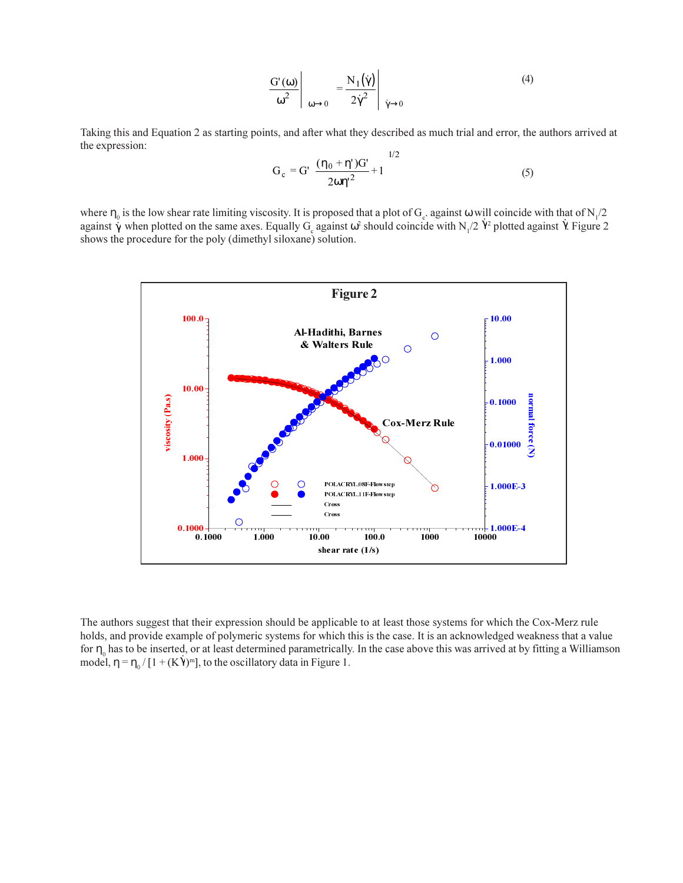$$\left.\frac{G'(\omega)}{\omega^2}\right|_{\omega\to 0} = \left.\frac{N_1(\dot{\gamma})}{2\dot{\gamma}^2}\right|_{\dot{\gamma}\to 0} \tag{4}$$

Taking this and Equation 2 as starting points, and after what they described as much trial and error, the authors arrived at the expression:

$$G_c = G'\left[\frac{(\eta_0 + \eta')G'}{2\omega\eta'^2} + 1\right]^{1/2} \tag{5}$$

where $\eta_0$ is the low shear rate limiting viscosity. It is proposed that a plot of $G_c$ against $\omega$ will coincide with that of $N_1/2$ against $\dot{\gamma}$ when plotted on the same axes. Equally $G_c$ against $\omega^2$ should coincide with $N_1/2\ \dot{\gamma}^2$ plotted against $\dot{\gamma}$. Figure 2 shows the procedure for the poly (dimethyl siloxane) solution.

The authors suggest that their expression should be applicable to at least those systems for which the Cox-Merz rule holds, and provide example of polymeric systems for which this is the case. It is an acknowledged weakness that a value for $\eta_0$ has to be inserted, or at least determined parametrically. In the case above this was arrived at by fitting a Williamson model, $\eta = \eta_0 / [1 + (K\dot{\gamma})^m]$, to the oscillatory data in Figure 1.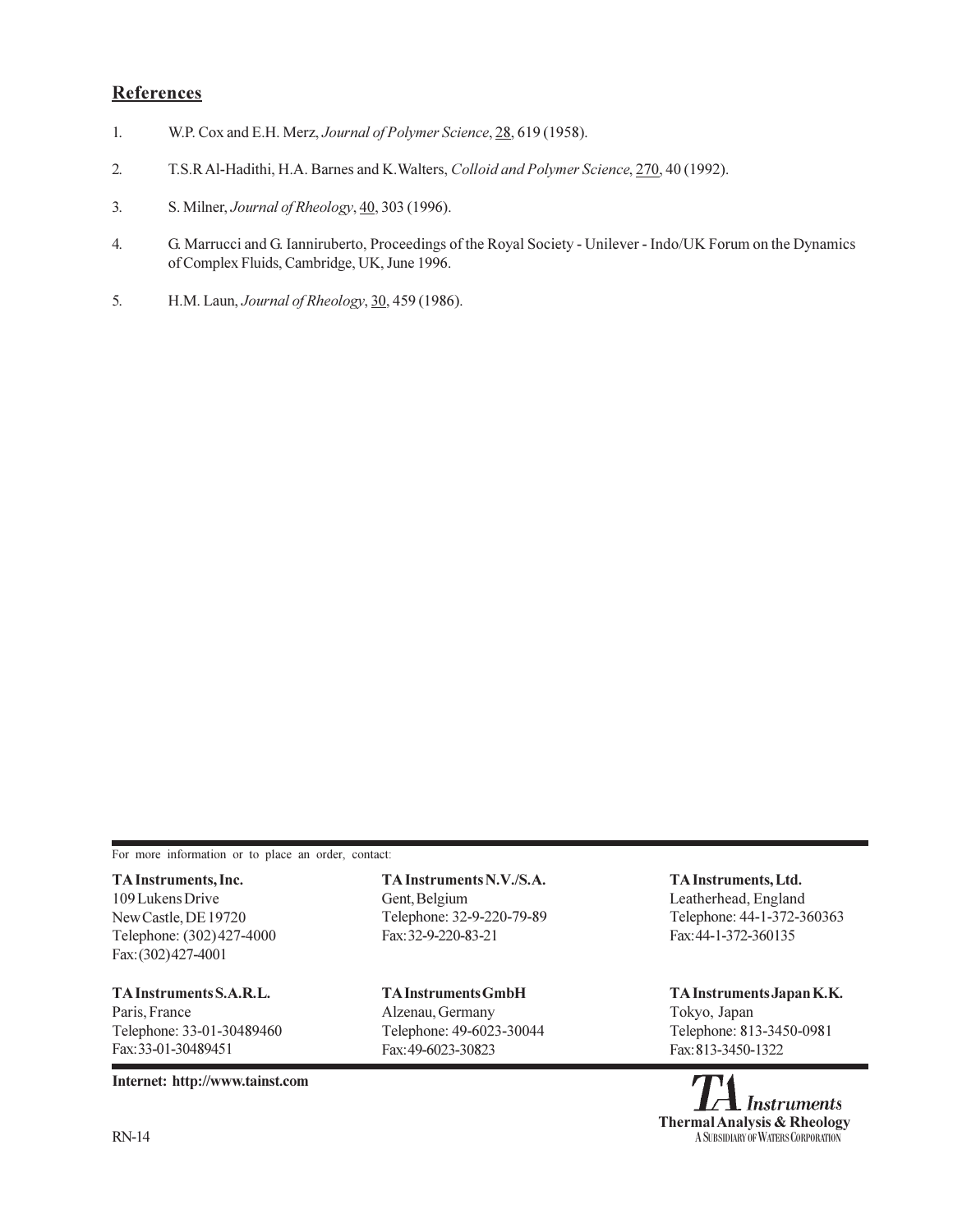## References

1. W.P. Cox and E.H. Merz, *Journal of Polymer Science*, 28, 619 (1958).
2. T.S.R Al-Hadithi, H.A. Barnes and K. Walters, *Colloid and Polymer Science*, 270, 40 (1992).
3. S. Milner, *Journal of Rheology*, 40, 303 (1996).
4. G. Marrucci and G. Ianniruberto, Proceedings of the Royal Society - Unilever - Indo/UK Forum on the Dynamics of Complex Fluids, Cambridge, UK, June 1996.
5. H.M. Laun, *Journal of Rheology*, 30, 459 (1986).

For more information or to place an order, contact:

**TA Instruments, Inc.**
109 Lukens Drive
New Castle, DE 19720
Telephone: (302) 427-4000
Fax: (302) 427-4001

**TA Instruments N.V./S.A.**
Gent, Belgium
Telephone: 32-9-220-79-89
Fax: 32-9-220-83-21

**TA Instruments, Ltd.**
Leatherhead, England
Telephone: 44-1-372-360363
Fax: 44-1-372-360135

**TA Instruments S.A.R.L.**
Paris, France
Telephone: 33-01-30489460
Fax: 33-01-30489451

**TA Instruments GmbH**
Alzenau, Germany
Telephone: 49-6023-30044
Fax: 49-6023-30823

**TA Instruments Japan K.K.**
Tokyo, Japan
Telephone: 813-3450-0981
Fax: 813-3450-1322

**Internet: http://www.tainst.com**

TA Instruments
**Thermal Analysis & Rheology**
A SUBSIDIARY OF WATERS CORPORATION

RN-14